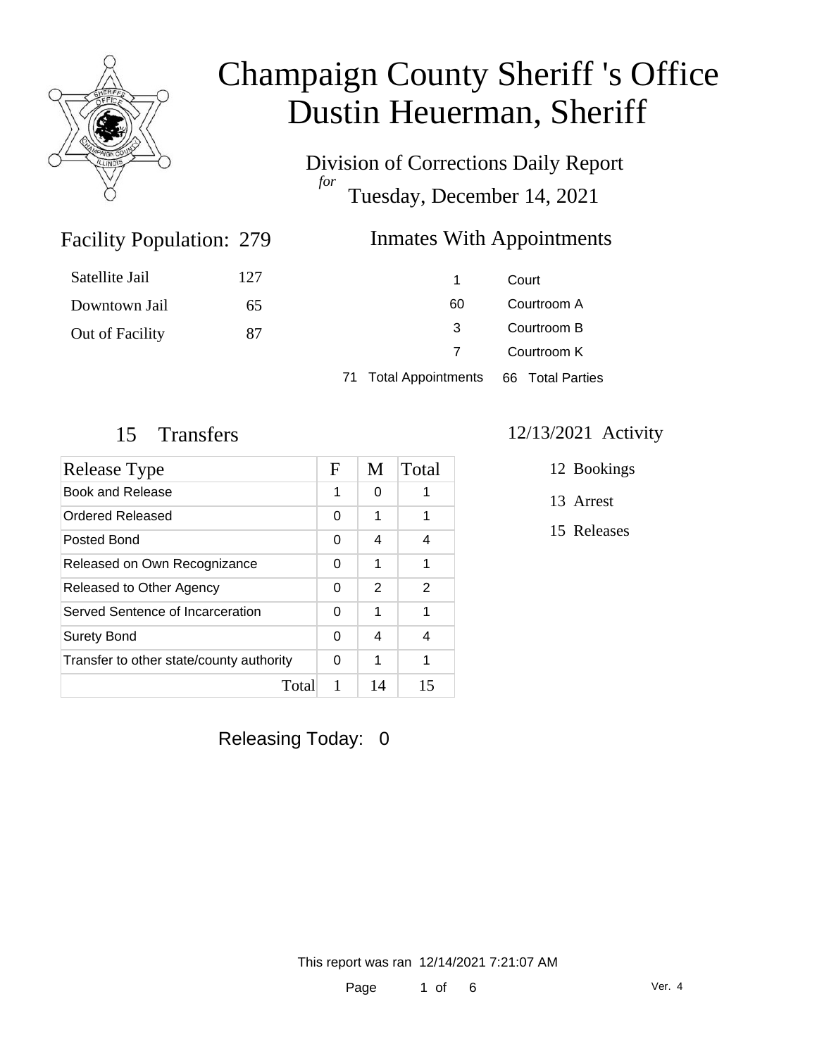# Champaign County Sheriff 's Office
# Dustin Heuerman, Sheriff

Division of Corrections Daily Report
*for*
Tuesday, December 14, 2021

## Facility Population: 279

| | |
|---|---|
| Satellite Jail | 127 |
| Downtown Jail | 65 |
| Out of Facility | 87 |

## Inmates With Appointments

| | |
|---|---|
| 1 | Court |
| 60 | Courtroom A |
| 3 | Courtroom B |
| 7 | Courtroom K |
| 71 Total Appointments | 66 Total Parties |

## 15 Transfers

| Release Type | F | M | Total |
|---|---|---|---|
| Book and Release | 1 | 0 | 1 |
| Ordered Released | 0 | 1 | 1 |
| Posted Bond | 0 | 4 | 4 |
| Released on Own Recognizance | 0 | 1 | 1 |
| Released to Other Agency | 0 | 2 | 2 |
| Served Sentence of Incarceration | 0 | 1 | 1 |
| Surety Bond | 0 | 4 | 4 |
| Transfer to other state/county authority | 0 | 1 | 1 |
| Total | 1 | 14 | 15 |

## 12/13/2021 Activity

12 Bookings

13 Arrest

15 Releases

Releasing Today: 0

This report was ran 12/14/2021 7:21:07 AM

Ver. 4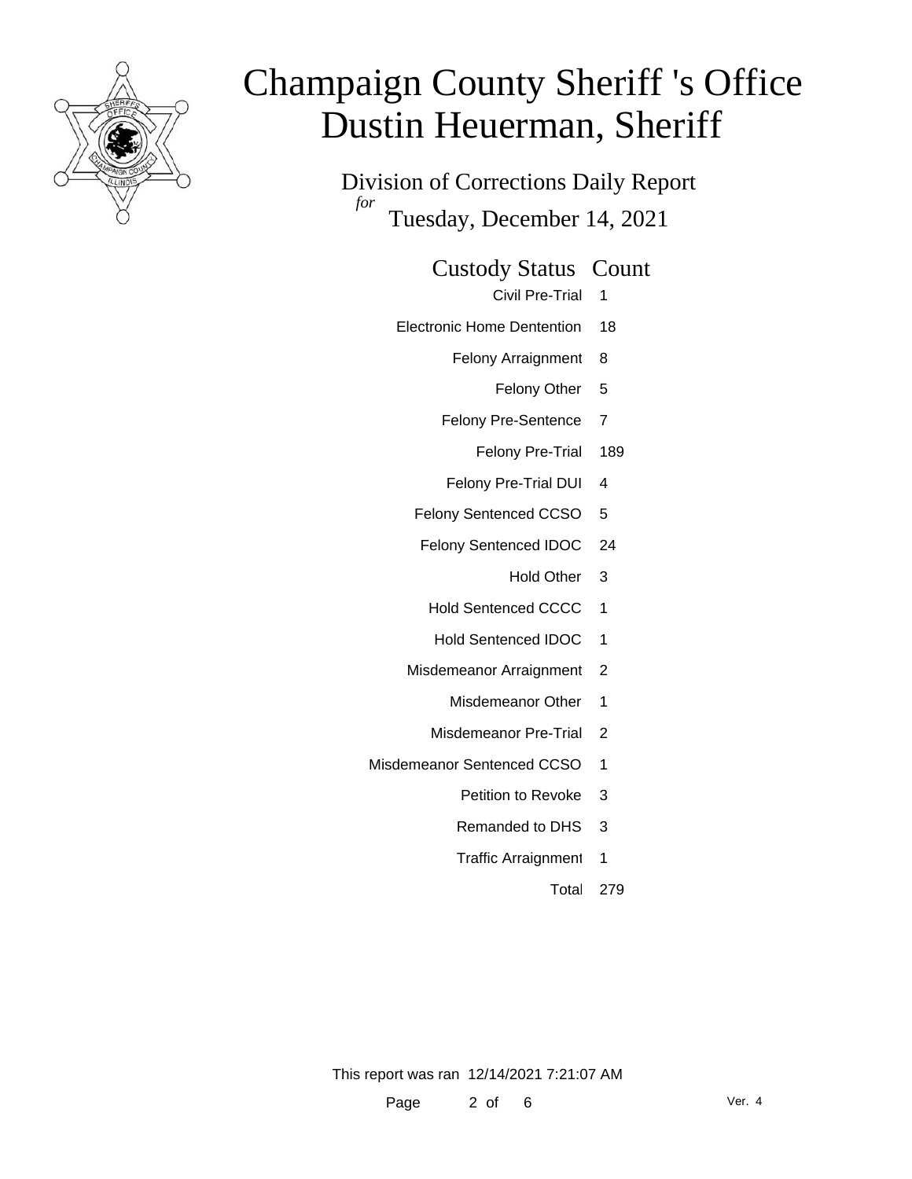# Champaign County Sheriff 's Office
# Dustin Heuerman, Sheriff

## Division of Corrections Daily Report

*for* Tuesday, December 14, 2021

| Custody Status | Count |
|---|---|
| Civil Pre-Trial | 1 |
| Electronic Home Dentention | 18 |
| Felony Arraignment | 8 |
| Felony Other | 5 |
| Felony Pre-Sentence | 7 |
| Felony Pre-Trial | 189 |
| Felony Pre-Trial DUI | 4 |
| Felony Sentenced CCSO | 5 |
| Felony Sentenced IDOC | 24 |
| Hold Other | 3 |
| Hold Sentenced CCCC | 1 |
| Hold Sentenced IDOC | 1 |
| Misdemeanor Arraignment | 2 |
| Misdemeanor Other | 1 |
| Misdemeanor Pre-Trial | 2 |
| Misdemeanor Sentenced CCSO | 1 |
| Petition to Revoke | 3 |
| Remanded to DHS | 3 |
| Traffic Arraignment | 1 |
| Total | 279 |

This report was ran 12/14/2021 7:21:07 AM

Ver. 4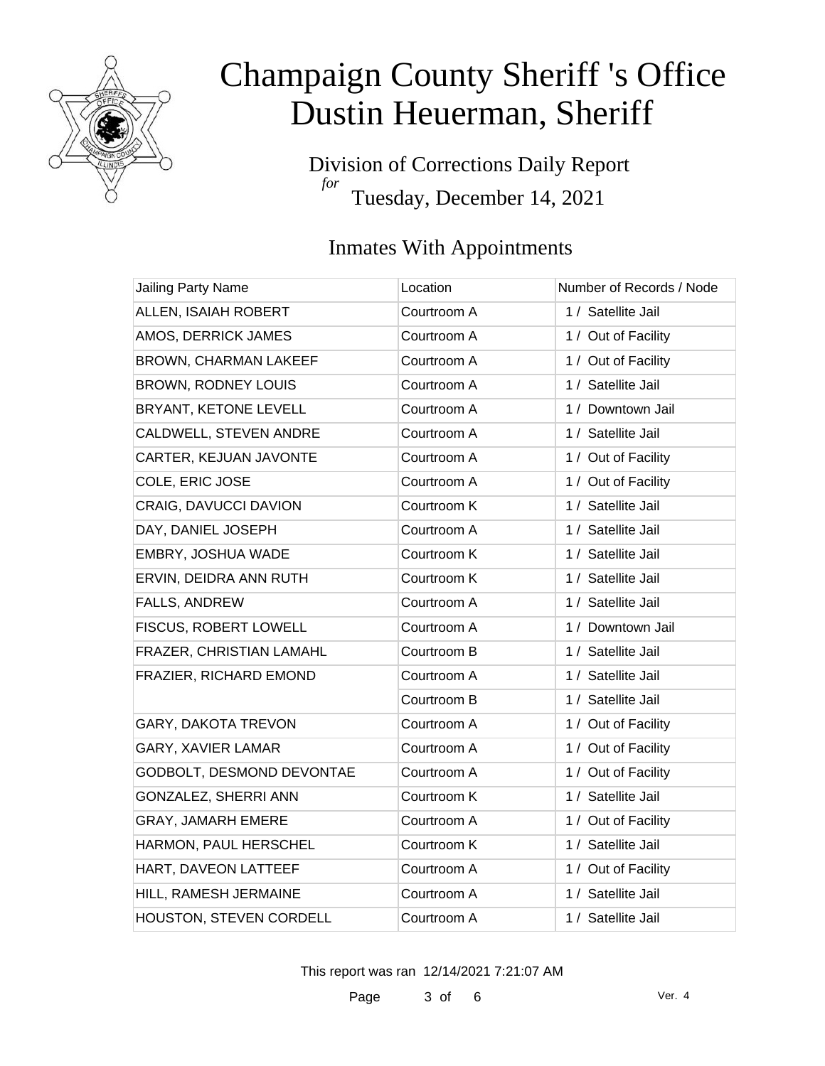# Champaign County Sheriff 's Office
# Dustin Heuerman, Sheriff

Division of Corrections Daily Report
*for*
Tuesday, December 14, 2021

## Inmates With Appointments

| Jailing Party Name | Location | Number of Records / Node |
|---|---|---|
| ALLEN, ISAIAH ROBERT | Courtroom A | 1 / Satellite Jail |
| AMOS, DERRICK JAMES | Courtroom A | 1 / Out of Facility |
| BROWN, CHARMAN LAKEEF | Courtroom A | 1 / Out of Facility |
| BROWN, RODNEY LOUIS | Courtroom A | 1 / Satellite Jail |
| BRYANT, KETONE LEVELL | Courtroom A | 1 / Downtown Jail |
| CALDWELL, STEVEN ANDRE | Courtroom A | 1 / Satellite Jail |
| CARTER, KEJUAN JAVONTE | Courtroom A | 1 / Out of Facility |
| COLE, ERIC JOSE | Courtroom A | 1 / Out of Facility |
| CRAIG, DAVUCCI DAVION | Courtroom K | 1 / Satellite Jail |
| DAY, DANIEL JOSEPH | Courtroom A | 1 / Satellite Jail |
| EMBRY, JOSHUA WADE | Courtroom K | 1 / Satellite Jail |
| ERVIN, DEIDRA ANN RUTH | Courtroom K | 1 / Satellite Jail |
| FALLS, ANDREW | Courtroom A | 1 / Satellite Jail |
| FISCUS, ROBERT LOWELL | Courtroom A | 1 / Downtown Jail |
| FRAZER, CHRISTIAN LAMAHL | Courtroom B | 1 / Satellite Jail |
| FRAZIER, RICHARD EMOND | Courtroom A | 1 / Satellite Jail |
| | Courtroom B | 1 / Satellite Jail |
| GARY, DAKOTA TREVON | Courtroom A | 1 / Out of Facility |
| GARY, XAVIER LAMAR | Courtroom A | 1 / Out of Facility |
| GODBOLT, DESMOND DEVONTAE | Courtroom A | 1 / Out of Facility |
| GONZALEZ, SHERRI ANN | Courtroom K | 1 / Satellite Jail |
| GRAY, JAMARH EMERE | Courtroom A | 1 / Out of Facility |
| HARMON, PAUL HERSCHEL | Courtroom K | 1 / Satellite Jail |
| HART, DAVEON LATTEEF | Courtroom A | 1 / Out of Facility |
| HILL, RAMESH JERMAINE | Courtroom A | 1 / Satellite Jail |
| HOUSTON, STEVEN CORDELL | Courtroom A | 1 / Satellite Jail |

This report was ran 12/14/2021 7:21:07 AM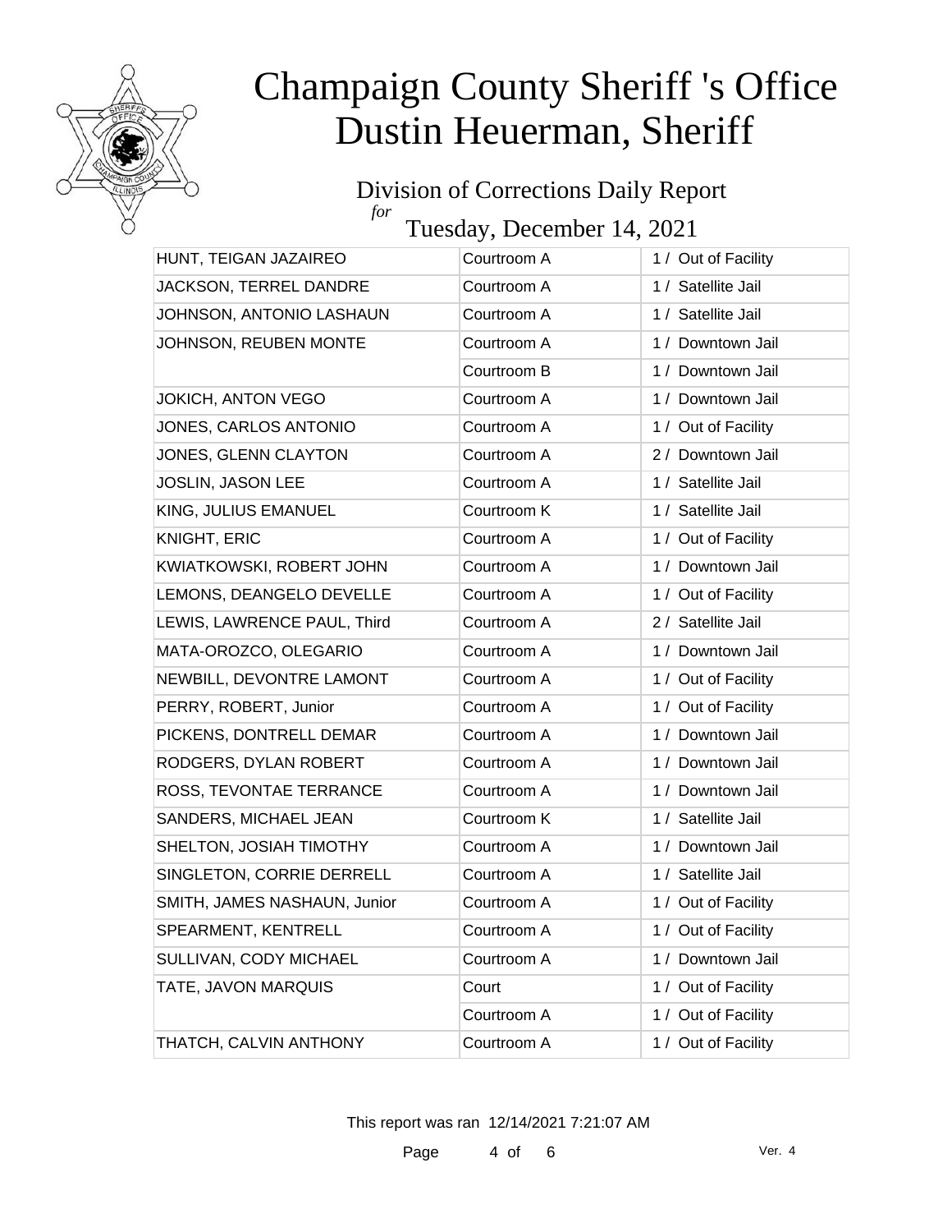# Champaign County Sheriff 's Office
# Dustin Heuerman, Sheriff

## Division of Corrections Daily Report
*for*
## Tuesday, December 14, 2021

| | | |
|---|---|---|
| HUNT, TEIGAN JAZAIREO | Courtroom A | 1 / Out of Facility |
| JACKSON, TERREL DANDRE | Courtroom A | 1 / Satellite Jail |
| JOHNSON, ANTONIO LASHAUN | Courtroom A | 1 / Satellite Jail |
| JOHNSON, REUBEN MONTE | Courtroom A | 1 / Downtown Jail |
| | Courtroom B | 1 / Downtown Jail |
| JOKICH, ANTON VEGO | Courtroom A | 1 / Downtown Jail |
| JONES, CARLOS ANTONIO | Courtroom A | 1 / Out of Facility |
| JONES, GLENN CLAYTON | Courtroom A | 2 / Downtown Jail |
| JOSLIN, JASON LEE | Courtroom A | 1 / Satellite Jail |
| KING, JULIUS EMANUEL | Courtroom K | 1 / Satellite Jail |
| KNIGHT, ERIC | Courtroom A | 1 / Out of Facility |
| KWIATKOWSKI, ROBERT JOHN | Courtroom A | 1 / Downtown Jail |
| LEMONS, DEANGELO DEVELLE | Courtroom A | 1 / Out of Facility |
| LEWIS, LAWRENCE PAUL, Third | Courtroom A | 2 / Satellite Jail |
| MATA-OROZCO, OLEGARIO | Courtroom A | 1 / Downtown Jail |
| NEWBILL, DEVONTRE LAMONT | Courtroom A | 1 / Out of Facility |
| PERRY, ROBERT, Junior | Courtroom A | 1 / Out of Facility |
| PICKENS, DONTRELL DEMAR | Courtroom A | 1 / Downtown Jail |
| RODGERS, DYLAN ROBERT | Courtroom A | 1 / Downtown Jail |
| ROSS, TEVONTAE TERRANCE | Courtroom A | 1 / Downtown Jail |
| SANDERS, MICHAEL JEAN | Courtroom K | 1 / Satellite Jail |
| SHELTON, JOSIAH TIMOTHY | Courtroom A | 1 / Downtown Jail |
| SINGLETON, CORRIE DERRELL | Courtroom A | 1 / Satellite Jail |
| SMITH, JAMES NASHAUN, Junior | Courtroom A | 1 / Out of Facility |
| SPEARMENT, KENTRELL | Courtroom A | 1 / Out of Facility |
| SULLIVAN, CODY MICHAEL | Courtroom A | 1 / Downtown Jail |
| TATE, JAVON MARQUIS | Court | 1 / Out of Facility |
| | Courtroom A | 1 / Out of Facility |
| THATCH, CALVIN ANTHONY | Courtroom A | 1 / Out of Facility |

This report was ran 12/14/2021 7:21:07 AM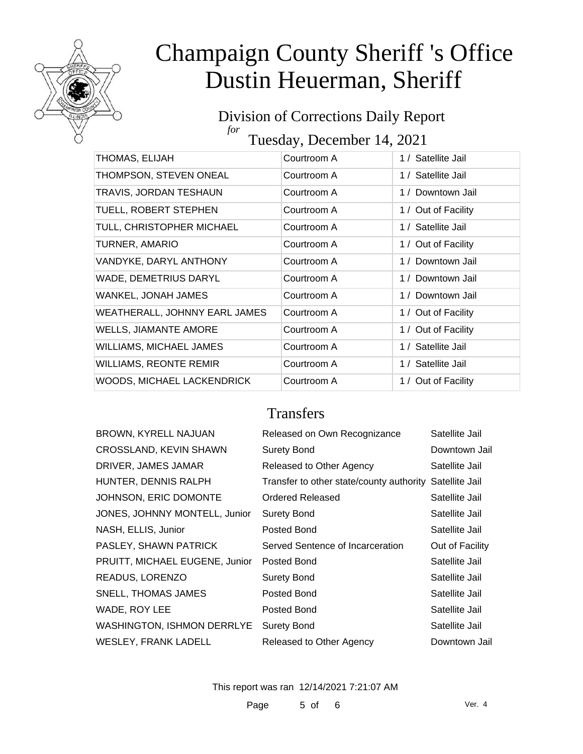# Champaign County Sheriff 's Office
# Dustin Heuerman, Sheriff

## Division of Corrections Daily Report
*for*
## Tuesday, December 14, 2021

| | | |
|---|---|---|
| THOMAS, ELIJAH | Courtroom A | 1 / Satellite Jail |
| THOMPSON, STEVEN ONEAL | Courtroom A | 1 / Satellite Jail |
| TRAVIS, JORDAN TESHAUN | Courtroom A | 1 / Downtown Jail |
| TUELL, ROBERT STEPHEN | Courtroom A | 1 / Out of Facility |
| TULL, CHRISTOPHER MICHAEL | Courtroom A | 1 / Satellite Jail |
| TURNER, AMARIO | Courtroom A | 1 / Out of Facility |
| VANDYKE, DARYL ANTHONY | Courtroom A | 1 / Downtown Jail |
| WADE, DEMETRIUS DARYL | Courtroom A | 1 / Downtown Jail |
| WANKEL, JONAH JAMES | Courtroom A | 1 / Downtown Jail |
| WEATHERALL, JOHNNY EARL JAMES | Courtroom A | 1 / Out of Facility |
| WELLS, JIAMANTE AMORE | Courtroom A | 1 / Out of Facility |
| WILLIAMS, MICHAEL JAMES | Courtroom A | 1 / Satellite Jail |
| WILLIAMS, REONTE REMIR | Courtroom A | 1 / Satellite Jail |
| WOODS, MICHAEL LACKENDRICK | Courtroom A | 1 / Out of Facility |

## Transfers

| | | |
|---|---|---|
| BROWN, KYRELL NAJUAN | Released on Own Recognizance | Satellite Jail |
| CROSSLAND, KEVIN SHAWN | Surety Bond | Downtown Jail |
| DRIVER, JAMES JAMAR | Released to Other Agency | Satellite Jail |
| HUNTER, DENNIS RALPH | Transfer to other state/county authority | Satellite Jail |
| JOHNSON, ERIC DOMONTE | Ordered Released | Satellite Jail |
| JONES, JOHNNY MONTELL, Junior | Surety Bond | Satellite Jail |
| NASH, ELLIS, Junior | Posted Bond | Satellite Jail |
| PASLEY, SHAWN PATRICK | Served Sentence of Incarceration | Out of Facility |
| PRUITT, MICHAEL EUGENE, Junior | Posted Bond | Satellite Jail |
| READUS, LORENZO | Surety Bond | Satellite Jail |
| SNELL, THOMAS JAMES | Posted Bond | Satellite Jail |
| WADE, ROY LEE | Posted Bond | Satellite Jail |
| WASHINGTON, ISHMON DERRLYE | Surety Bond | Satellite Jail |
| WESLEY, FRANK LADELL | Released to Other Agency | Downtown Jail |

This report was ran 12/14/2021 7:21:07 AM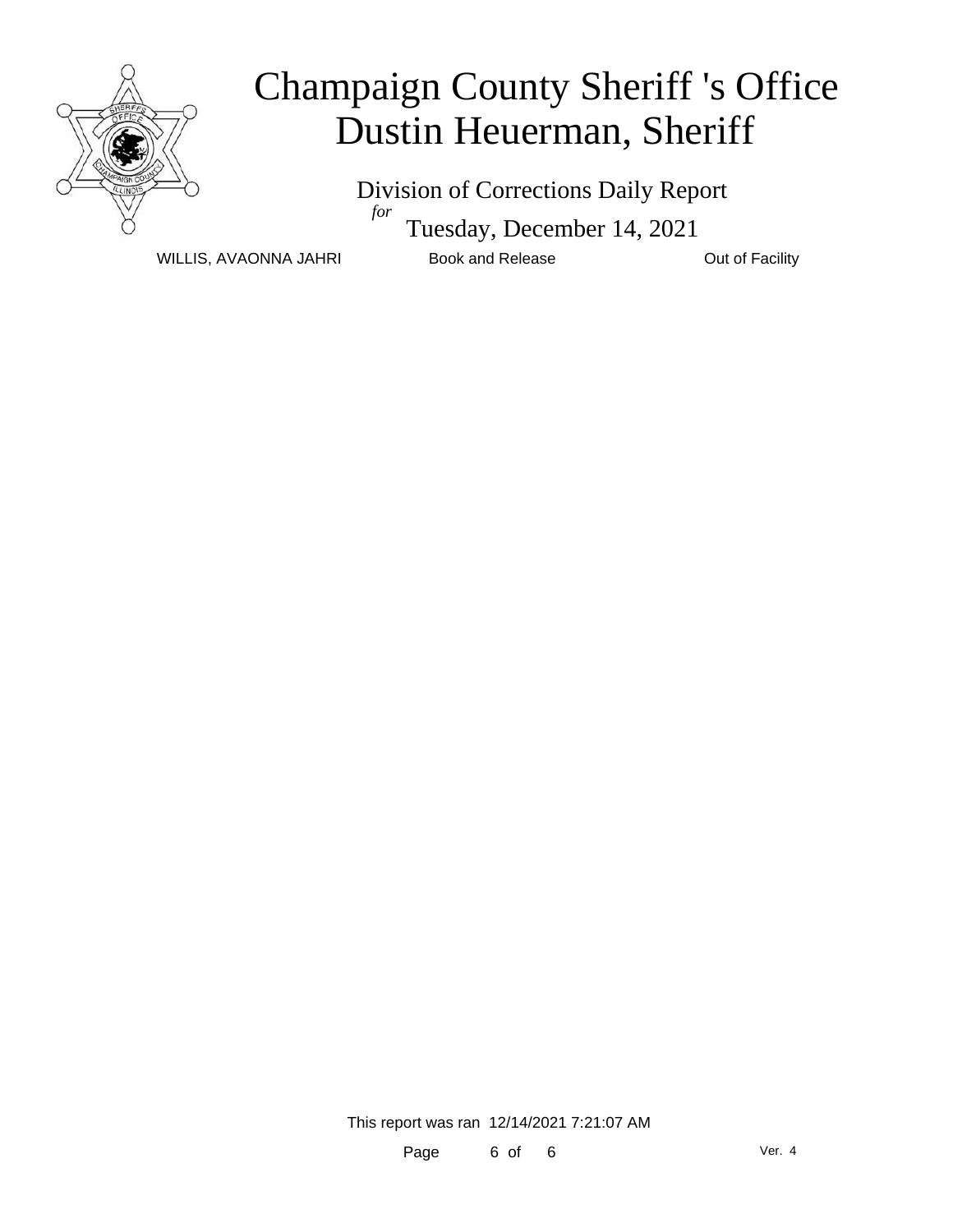# Champaign County Sheriff 's Office
# Dustin Heuerman, Sheriff

Division of Corrections Daily Report

*for* Tuesday, December 14, 2021

| | | |
|---|---|---|
| WILLIS, AVAONNA JAHRI | Book and Release | Out of Facility |

This report was ran 12/14/2021 7:21:07 AM

Ver. 4